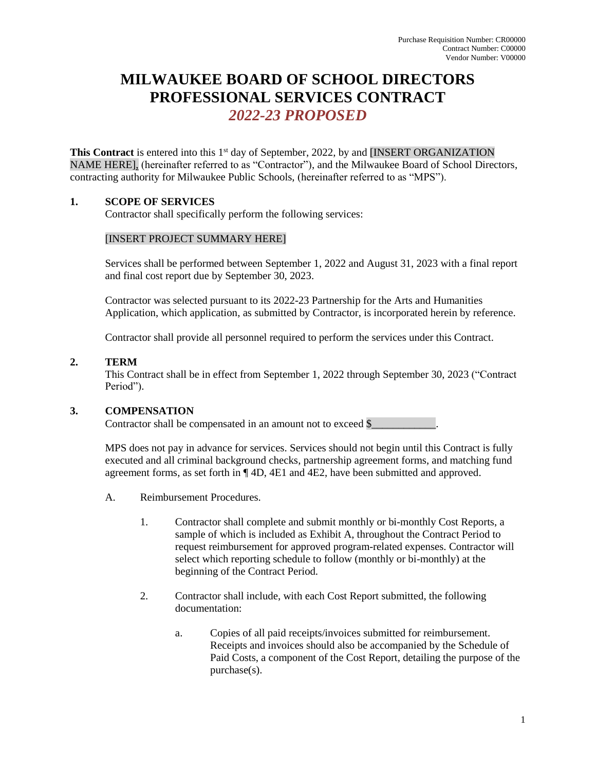Purchase Requisition Number: CR00000
Contract Number: C00000
Vendor Number: V00000

# MILWAUKEE BOARD OF SCHOOL DIRECTORS PROFESSIONAL SERVICES CONTRACT

## *2022-23 PROPOSED*

**This Contract** is entered into this 1st day of September, 2022, by and [INSERT ORGANIZATION NAME HERE], (hereinafter referred to as "Contractor"), and the Milwaukee Board of School Directors, contracting authority for Milwaukee Public Schools, (hereinafter referred to as "MPS").

**1. SCOPE OF SERVICES**

Contractor shall specifically perform the following services:

[INSERT PROJECT SUMMARY HERE]

Services shall be performed between September 1, 2022 and August 31, 2023 with a final report and final cost report due by September 30, 2023.

Contractor was selected pursuant to its 2022-23 Partnership for the Arts and Humanities Application, which application, as submitted by Contractor, is incorporated herein by reference.

Contractor shall provide all personnel required to perform the services under this Contract.

**2. TERM**

This Contract shall be in effect from September 1, 2022 through September 30, 2023 ("Contract Period").

**3. COMPENSATION**

Contractor shall be compensated in an amount not to exceed $___________.

MPS does not pay in advance for services. Services should not begin until this Contract is fully executed and all criminal background checks, partnership agreement forms, and matching fund agreement forms, as set forth in ¶ 4D, 4E1 and 4E2, have been submitted and approved.

A. Reimbursement Procedures.

1. Contractor shall complete and submit monthly or bi-monthly Cost Reports, a sample of which is included as Exhibit A, throughout the Contract Period to request reimbursement for approved program-related expenses. Contractor will select which reporting schedule to follow (monthly or bi-monthly) at the beginning of the Contract Period.

2. Contractor shall include, with each Cost Report submitted, the following documentation:

   a. Copies of all paid receipts/invoices submitted for reimbursement. Receipts and invoices should also be accompanied by the Schedule of Paid Costs, a component of the Cost Report, detailing the purpose of the purchase(s).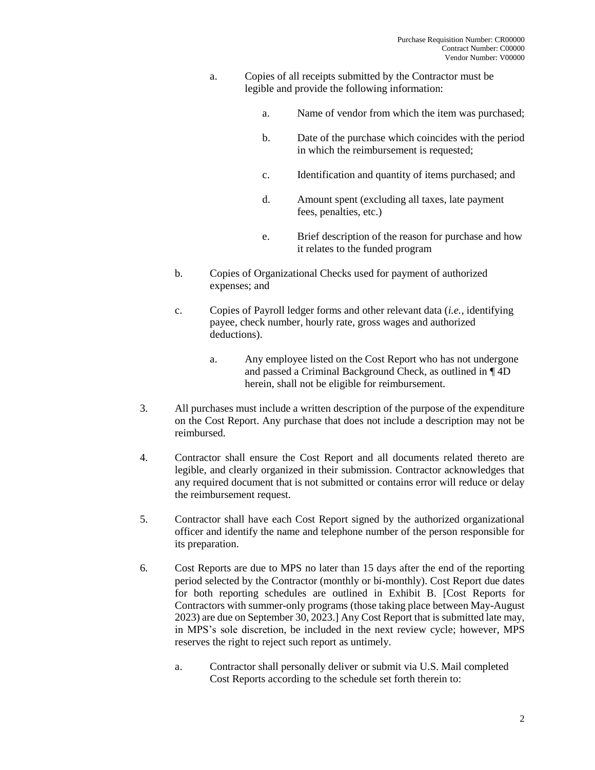a. Copies of all receipts submitted by the Contractor must be legible and provide the following information:

   a. Name of vendor from which the item was purchased;

   b. Date of the purchase which coincides with the period in which the reimbursement is requested;

   c. Identification and quantity of items purchased; and

   d. Amount spent (excluding all taxes, late payment fees, penalties, etc.)

   e. Brief description of the reason for purchase and how it relates to the funded program

b. Copies of Organizational Checks used for payment of authorized expenses; and

c. Copies of Payroll ledger forms and other relevant data (*i.e.*, identifying payee, check number, hourly rate, gross wages and authorized deductions).

   a. Any employee listed on the Cost Report who has not undergone and passed a Criminal Background Check, as outlined in ¶ 4D herein, shall not be eligible for reimbursement.

3. All purchases must include a written description of the purpose of the expenditure on the Cost Report. Any purchase that does not include a description may not be reimbursed.

4. Contractor shall ensure the Cost Report and all documents related thereto are legible, and clearly organized in their submission. Contractor acknowledges that any required document that is not submitted or contains error will reduce or delay the reimbursement request.

5. Contractor shall have each Cost Report signed by the authorized organizational officer and identify the name and telephone number of the person responsible for its preparation.

6. Cost Reports are due to MPS no later than 15 days after the end of the reporting period selected by the Contractor (monthly or bi-monthly). Cost Report due dates for both reporting schedules are outlined in Exhibit B. [Cost Reports for Contractors with summer-only programs (those taking place between May-August 2023) are due on September 30, 2023.] Any Cost Report that is submitted late may, in MPS's sole discretion, be included in the next review cycle; however, MPS reserves the right to reject such report as untimely.

   a. Contractor shall personally deliver or submit via U.S. Mail completed Cost Reports according to the schedule set forth therein to: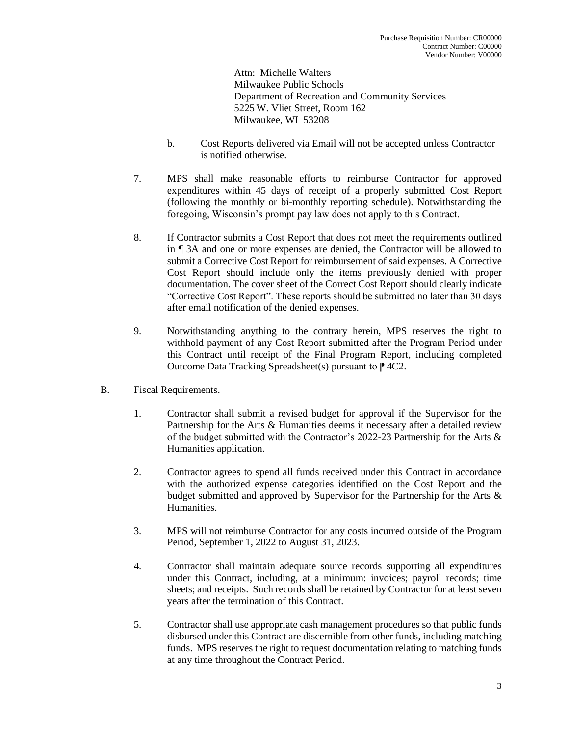Attn: Michelle Walters
Milwaukee Public Schools
Department of Recreation and Community Services
5225 W. Vliet Street, Room 162
Milwaukee, WI 53208

b. Cost Reports delivered via Email will not be accepted unless Contractor is notified otherwise.

7. MPS shall make reasonable efforts to reimburse Contractor for approved expenditures within 45 days of receipt of a properly submitted Cost Report (following the monthly or bi-monthly reporting schedule). Notwithstanding the foregoing, Wisconsin's prompt pay law does not apply to this Contract.

8. If Contractor submits a Cost Report that does not meet the requirements outlined in ¶ 3A and one or more expenses are denied, the Contractor will be allowed to submit a Corrective Cost Report for reimbursement of said expenses. A Corrective Cost Report should include only the items previously denied with proper documentation. The cover sheet of the Correct Cost Report should clearly indicate "Corrective Cost Report". These reports should be submitted no later than 30 days after email notification of the denied expenses.

9. Notwithstanding anything to the contrary herein, MPS reserves the right to withhold payment of any Cost Report submitted after the Program Period under this Contract until receipt of the Final Program Report, including completed Outcome Data Tracking Spreadsheet(s) pursuant to ⁋ 4C2.

B. Fiscal Requirements.

1. Contractor shall submit a revised budget for approval if the Supervisor for the Partnership for the Arts & Humanities deems it necessary after a detailed review of the budget submitted with the Contractor's 2022-23 Partnership for the Arts & Humanities application.

2. Contractor agrees to spend all funds received under this Contract in accordance with the authorized expense categories identified on the Cost Report and the budget submitted and approved by Supervisor for the Partnership for the Arts & Humanities.

3. MPS will not reimburse Contractor for any costs incurred outside of the Program Period, September 1, 2022 to August 31, 2023.

4. Contractor shall maintain adequate source records supporting all expenditures under this Contract, including, at a minimum: invoices; payroll records; time sheets; and receipts. Such records shall be retained by Contractor for at least seven years after the termination of this Contract.

5. Contractor shall use appropriate cash management procedures so that public funds disbursed under this Contract are discernible from other funds, including matching funds. MPS reserves the right to request documentation relating to matching funds at any time throughout the Contract Period.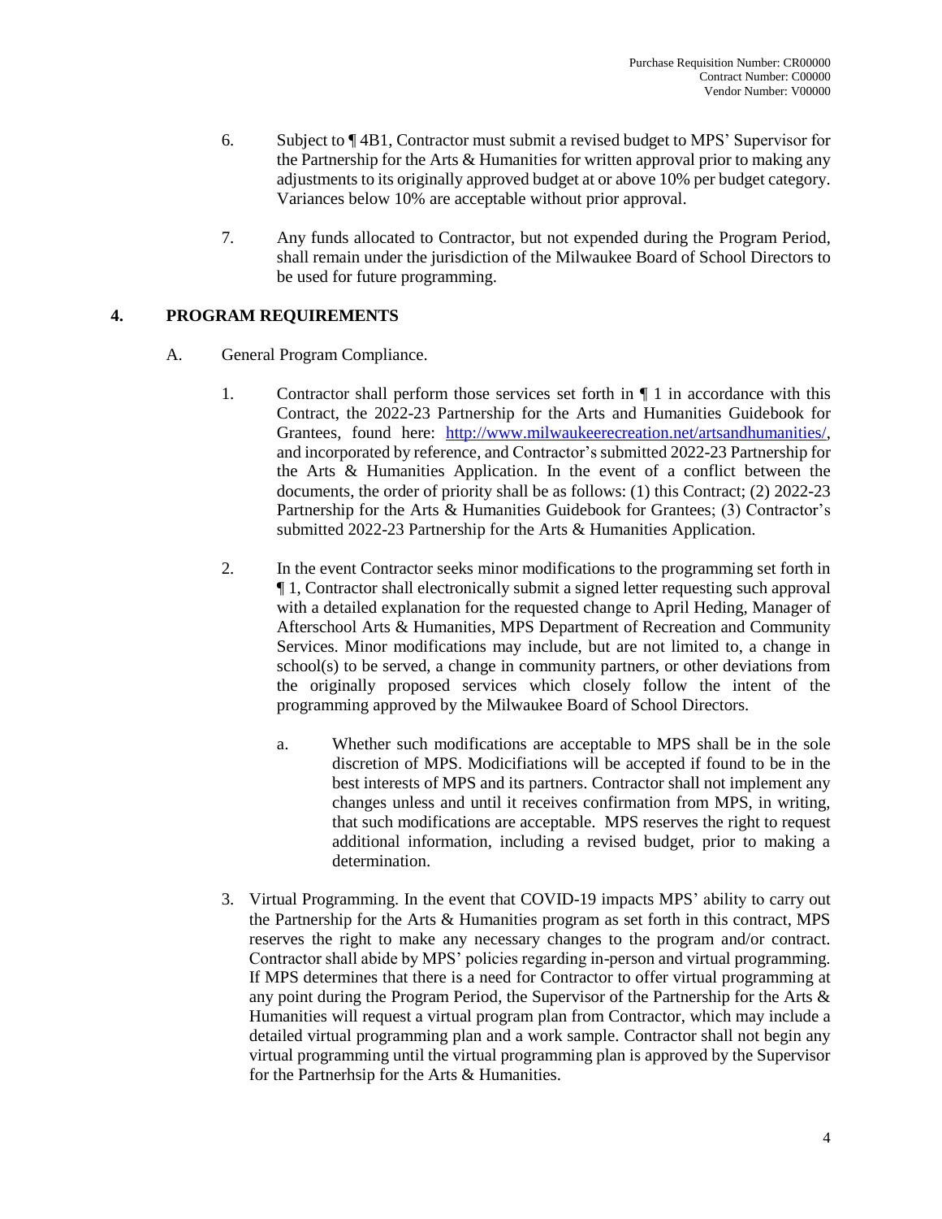6. Subject to ¶ 4B1, Contractor must submit a revised budget to MPS' Supervisor for the Partnership for the Arts & Humanities for written approval prior to making any adjustments to its originally approved budget at or above 10% per budget category. Variances below 10% are acceptable without prior approval.

7. Any funds allocated to Contractor, but not expended during the Program Period, shall remain under the jurisdiction of the Milwaukee Board of School Directors to be used for future programming.

## 4. PROGRAM REQUIREMENTS

A. General Program Compliance.

1. Contractor shall perform those services set forth in ¶ 1 in accordance with this Contract, the 2022-23 Partnership for the Arts and Humanities Guidebook for Grantees, found here: [http://www.milwaukeerecreation.net/artsandhumanities/](http://www.milwaukeerecreation.net/artsandhumanities/), and incorporated by reference, and Contractor's submitted 2022-23 Partnership for the Arts & Humanities Application. In the event of a conflict between the documents, the order of priority shall be as follows: (1) this Contract; (2) 2022-23 Partnership for the Arts & Humanities Guidebook for Grantees; (3) Contractor's submitted 2022-23 Partnership for the Arts & Humanities Application.

2. In the event Contractor seeks minor modifications to the programming set forth in ¶ 1, Contractor shall electronically submit a signed letter requesting such approval with a detailed explanation for the requested change to April Heding, Manager of Afterschool Arts & Humanities, MPS Department of Recreation and Community Services. Minor modifications may include, but are not limited to, a change in school(s) to be served, a change in community partners, or other deviations from the originally proposed services which closely follow the intent of the programming approved by the Milwaukee Board of School Directors.

   a. Whether such modifications are acceptable to MPS shall be in the sole discretion of MPS. Modicifiations will be accepted if found to be in the best interests of MPS and its partners. Contractor shall not implement any changes unless and until it receives confirmation from MPS, in writing, that such modifications are acceptable. MPS reserves the right to request additional information, including a revised budget, prior to making a determination.

3. Virtual Programming. In the event that COVID-19 impacts MPS' ability to carry out the Partnership for the Arts & Humanities program as set forth in this contract, MPS reserves the right to make any necessary changes to the program and/or contract. Contractor shall abide by MPS' policies regarding in-person and virtual programming. If MPS determines that there is a need for Contractor to offer virtual programming at any point during the Program Period, the Supervisor of the Partnership for the Arts & Humanities will request a virtual program plan from Contractor, which may include a detailed virtual programming plan and a work sample. Contractor shall not begin any virtual programming until the virtual programming plan is approved by the Supervisor for the Partnerhsip for the Arts & Humanities.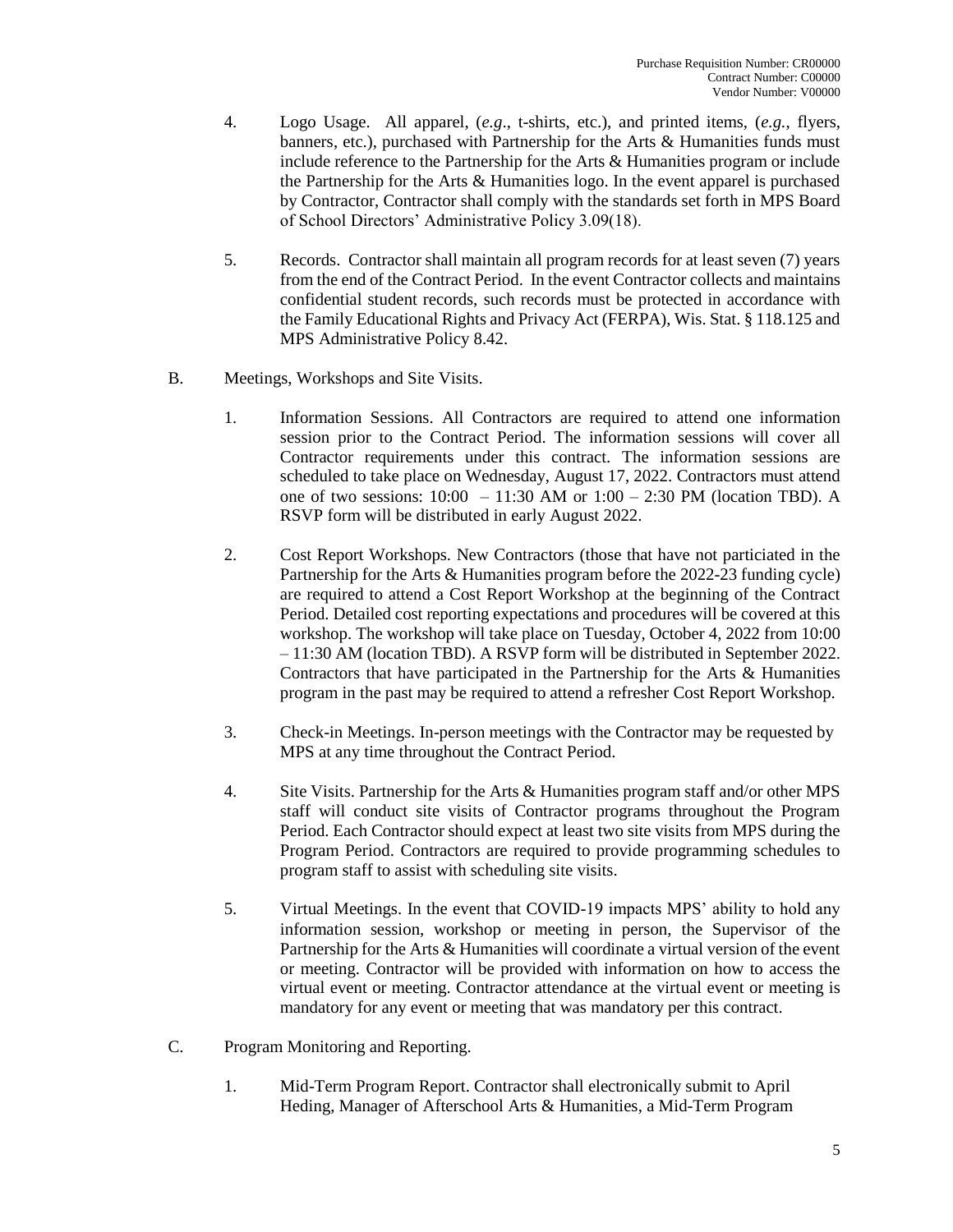4. Logo Usage. All apparel, (*e.g*., t-shirts, etc.), and printed items, (*e.g.*, flyers, banners, etc.), purchased with Partnership for the Arts & Humanities funds must include reference to the Partnership for the Arts & Humanities program or include the Partnership for the Arts & Humanities logo. In the event apparel is purchased by Contractor, Contractor shall comply with the standards set forth in MPS Board of School Directors' Administrative Policy 3.09(18).

5. Records. Contractor shall maintain all program records for at least seven (7) years from the end of the Contract Period. In the event Contractor collects and maintains confidential student records, such records must be protected in accordance with the Family Educational Rights and Privacy Act (FERPA), Wis. Stat. § 118.125 and MPS Administrative Policy 8.42.

B. Meetings, Workshops and Site Visits.

1. Information Sessions. All Contractors are required to attend one information session prior to the Contract Period. The information sessions will cover all Contractor requirements under this contract. The information sessions are scheduled to take place on Wednesday, August 17, 2022. Contractors must attend one of two sessions: 10:00 – 11:30 AM or 1:00 – 2:30 PM (location TBD). A RSVP form will be distributed in early August 2022.

2. Cost Report Workshops. New Contractors (those that have not particiated in the Partnership for the Arts & Humanities program before the 2022-23 funding cycle) are required to attend a Cost Report Workshop at the beginning of the Contract Period. Detailed cost reporting expectations and procedures will be covered at this workshop. The workshop will take place on Tuesday, October 4, 2022 from 10:00 – 11:30 AM (location TBD). A RSVP form will be distributed in September 2022. Contractors that have participated in the Partnership for the Arts & Humanities program in the past may be required to attend a refresher Cost Report Workshop.

3. Check-in Meetings. In-person meetings with the Contractor may be requested by MPS at any time throughout the Contract Period.

4. Site Visits. Partnership for the Arts & Humanities program staff and/or other MPS staff will conduct site visits of Contractor programs throughout the Program Period. Each Contractor should expect at least two site visits from MPS during the Program Period. Contractors are required to provide programming schedules to program staff to assist with scheduling site visits.

5. Virtual Meetings. In the event that COVID-19 impacts MPS' ability to hold any information session, workshop or meeting in person, the Supervisor of the Partnership for the Arts & Humanities will coordinate a virtual version of the event or meeting. Contractor will be provided with information on how to access the virtual event or meeting. Contractor attendance at the virtual event or meeting is mandatory for any event or meeting that was mandatory per this contract.

C. Program Monitoring and Reporting.

1. Mid-Term Program Report. Contractor shall electronically submit to April Heding, Manager of Afterschool Arts & Humanities, a Mid-Term Program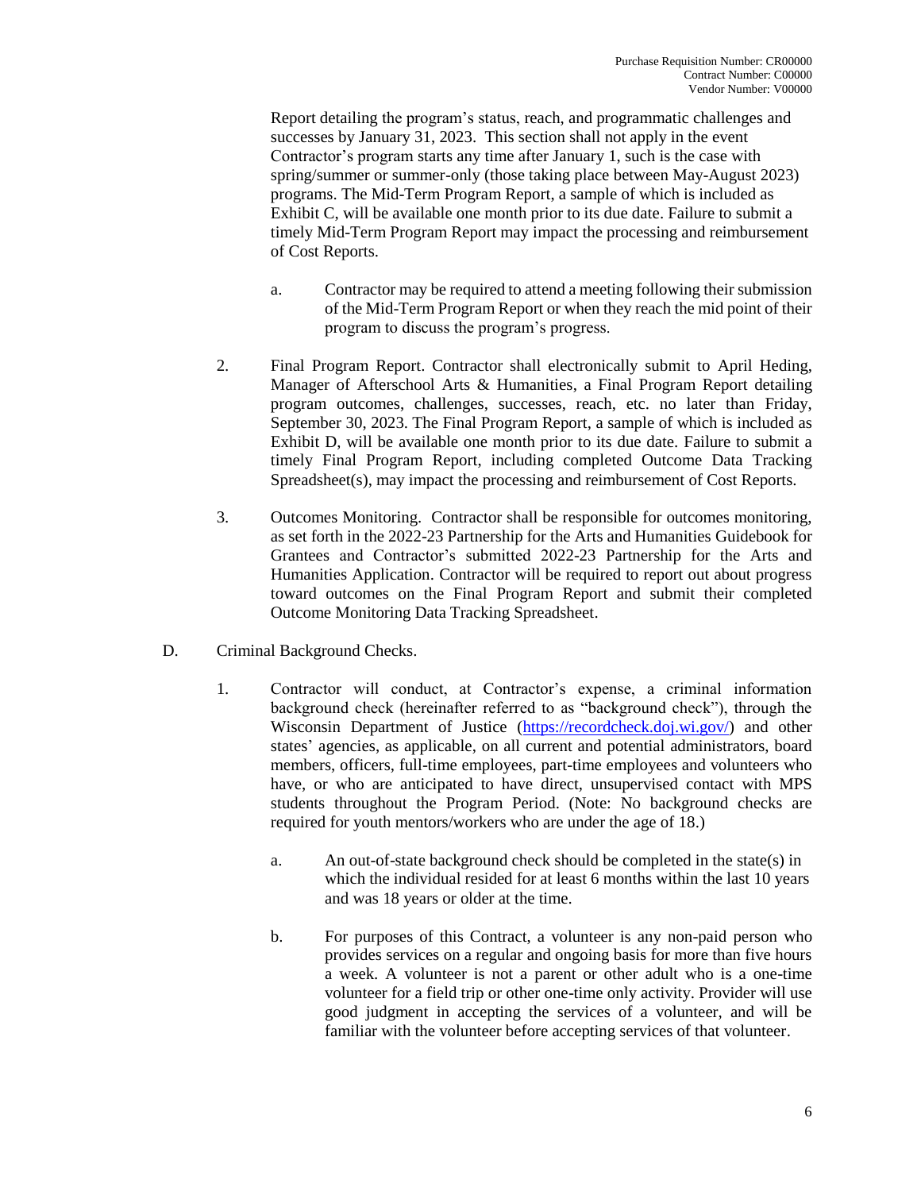Report detailing the program's status, reach, and programmatic challenges and successes by January 31, 2023. This section shall not apply in the event Contractor's program starts any time after January 1, such is the case with spring/summer or summer-only (those taking place between May-August 2023) programs. The Mid-Term Program Report, a sample of which is included as Exhibit C, will be available one month prior to its due date. Failure to submit a timely Mid-Term Program Report may impact the processing and reimbursement of Cost Reports.

   a. Contractor may be required to attend a meeting following their submission of the Mid-Term Program Report or when they reach the mid point of their program to discuss the program's progress.

2. Final Program Report. Contractor shall electronically submit to April Heding, Manager of Afterschool Arts & Humanities, a Final Program Report detailing program outcomes, challenges, successes, reach, etc. no later than Friday, September 30, 2023. The Final Program Report, a sample of which is included as Exhibit D, will be available one month prior to its due date. Failure to submit a timely Final Program Report, including completed Outcome Data Tracking Spreadsheet(s), may impact the processing and reimbursement of Cost Reports.

3. Outcomes Monitoring. Contractor shall be responsible for outcomes monitoring, as set forth in the 2022-23 Partnership for the Arts and Humanities Guidebook for Grantees and Contractor's submitted 2022-23 Partnership for the Arts and Humanities Application. Contractor will be required to report out about progress toward outcomes on the Final Program Report and submit their completed Outcome Monitoring Data Tracking Spreadsheet.

D. Criminal Background Checks.

1. Contractor will conduct, at Contractor's expense, a criminal information background check (hereinafter referred to as "background check"), through the Wisconsin Department of Justice (https://recordcheck.doj.wi.gov/) and other states' agencies, as applicable, on all current and potential administrators, board members, officers, full-time employees, part-time employees and volunteers who have, or who are anticipated to have direct, unsupervised contact with MPS students throughout the Program Period. (Note: No background checks are required for youth mentors/workers who are under the age of 18.)

   a. An out-of-state background check should be completed in the state(s) in which the individual resided for at least 6 months within the last 10 years and was 18 years or older at the time.

   b. For purposes of this Contract, a volunteer is any non-paid person who provides services on a regular and ongoing basis for more than five hours a week. A volunteer is not a parent or other adult who is a one-time volunteer for a field trip or other one-time only activity. Provider will use good judgment in accepting the services of a volunteer, and will be familiar with the volunteer before accepting services of that volunteer.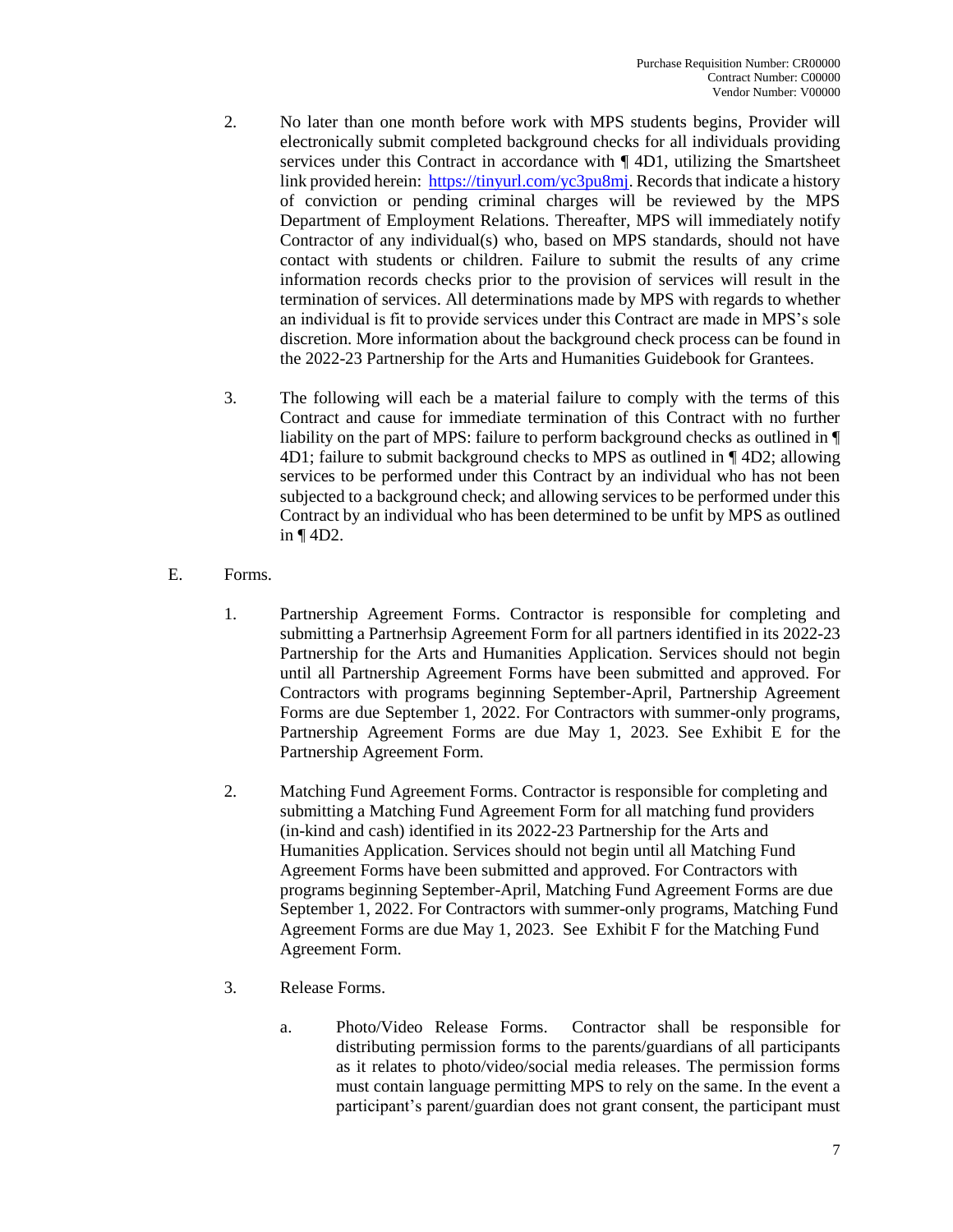2. No later than one month before work with MPS students begins, Provider will electronically submit completed background checks for all individuals providing services under this Contract in accordance with ¶ 4D1, utilizing the Smartsheet link provided herein: [https://tinyurl.com/yc3pu8mj](https://tinyurl.com/yc3pu8mj). Records that indicate a history of conviction or pending criminal charges will be reviewed by the MPS Department of Employment Relations. Thereafter, MPS will immediately notify Contractor of any individual(s) who, based on MPS standards, should not have contact with students or children. Failure to submit the results of any crime information records checks prior to the provision of services will result in the termination of services. All determinations made by MPS with regards to whether an individual is fit to provide services under this Contract are made in MPS's sole discretion. More information about the background check process can be found in the 2022-23 Partnership for the Arts and Humanities Guidebook for Grantees.

3. The following will each be a material failure to comply with the terms of this Contract and cause for immediate termination of this Contract with no further liability on the part of MPS: failure to perform background checks as outlined in ¶ 4D1; failure to submit background checks to MPS as outlined in ¶ 4D2; allowing services to be performed under this Contract by an individual who has not been subjected to a background check; and allowing services to be performed under this Contract by an individual who has been determined to be unfit by MPS as outlined in ¶ 4D2.

E. Forms.

1. Partnership Agreement Forms. Contractor is responsible for completing and submitting a Partnerhsip Agreement Form for all partners identified in its 2022-23 Partnership for the Arts and Humanities Application. Services should not begin until all Partnership Agreement Forms have been submitted and approved. For Contractors with programs beginning September-April, Partnership Agreement Forms are due September 1, 2022. For Contractors with summer-only programs, Partnership Agreement Forms are due May 1, 2023. See Exhibit E for the Partnership Agreement Form.

2. Matching Fund Agreement Forms. Contractor is responsible for completing and submitting a Matching Fund Agreement Form for all matching fund providers (in-kind and cash) identified in its 2022-23 Partnership for the Arts and Humanities Application. Services should not begin until all Matching Fund Agreement Forms have been submitted and approved. For Contractors with programs beginning September-April, Matching Fund Agreement Forms are due September 1, 2022. For Contractors with summer-only programs, Matching Fund Agreement Forms are due May 1, 2023. See Exhibit F for the Matching Fund Agreement Form.

3. Release Forms.

   a. Photo/Video Release Forms. Contractor shall be responsible for distributing permission forms to the parents/guardians of all participants as it relates to photo/video/social media releases. The permission forms must contain language permitting MPS to rely on the same. In the event a participant's parent/guardian does not grant consent, the participant must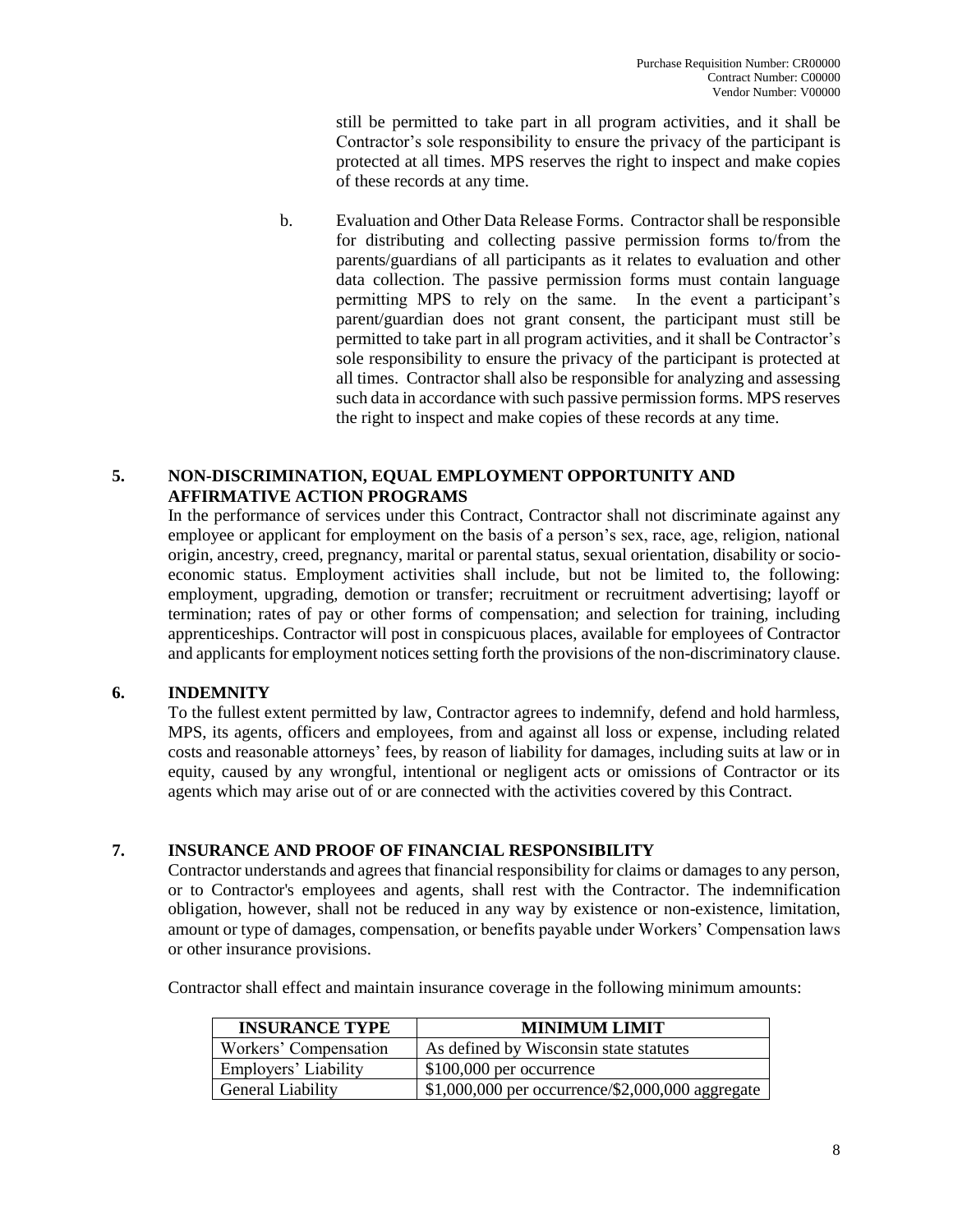still be permitted to take part in all program activities, and it shall be Contractor's sole responsibility to ensure the privacy of the participant is protected at all times. MPS reserves the right to inspect and make copies of these records at any time.

b. Evaluation and Other Data Release Forms. Contractor shall be responsible for distributing and collecting passive permission forms to/from the parents/guardians of all participants as it relates to evaluation and other data collection. The passive permission forms must contain language permitting MPS to rely on the same. In the event a participant's parent/guardian does not grant consent, the participant must still be permitted to take part in all program activities, and it shall be Contractor's sole responsibility to ensure the privacy of the participant is protected at all times. Contractor shall also be responsible for analyzing and assessing such data in accordance with such passive permission forms. MPS reserves the right to inspect and make copies of these records at any time.

## 5. NON-DISCRIMINATION, EQUAL EMPLOYMENT OPPORTUNITY AND AFFIRMATIVE ACTION PROGRAMS

In the performance of services under this Contract, Contractor shall not discriminate against any employee or applicant for employment on the basis of a person's sex, race, age, religion, national origin, ancestry, creed, pregnancy, marital or parental status, sexual orientation, disability or socio-economic status. Employment activities shall include, but not be limited to, the following: employment, upgrading, demotion or transfer; recruitment or recruitment advertising; layoff or termination; rates of pay or other forms of compensation; and selection for training, including apprenticeships. Contractor will post in conspicuous places, available for employees of Contractor and applicants for employment notices setting forth the provisions of the non-discriminatory clause.

## 6. INDEMNITY

To the fullest extent permitted by law, Contractor agrees to indemnify, defend and hold harmless, MPS, its agents, officers and employees, from and against all loss or expense, including related costs and reasonable attorneys' fees, by reason of liability for damages, including suits at law or in equity, caused by any wrongful, intentional or negligent acts or omissions of Contractor or its agents which may arise out of or are connected with the activities covered by this Contract.

## 7. INSURANCE AND PROOF OF FINANCIAL RESPONSIBILITY

Contractor understands and agrees that financial responsibility for claims or damages to any person, or to Contractor's employees and agents, shall rest with the Contractor. The indemnification obligation, however, shall not be reduced in any way by existence or non-existence, limitation, amount or type of damages, compensation, or benefits payable under Workers' Compensation laws or other insurance provisions.

Contractor shall effect and maintain insurance coverage in the following minimum amounts:

| INSURANCE TYPE | MINIMUM LIMIT |
|---|---|
| Workers' Compensation | As defined by Wisconsin state statutes |
| Employers' Liability | $100,000 per occurrence |
| General Liability | $1,000,000 per occurrence/$2,000,000 aggregate |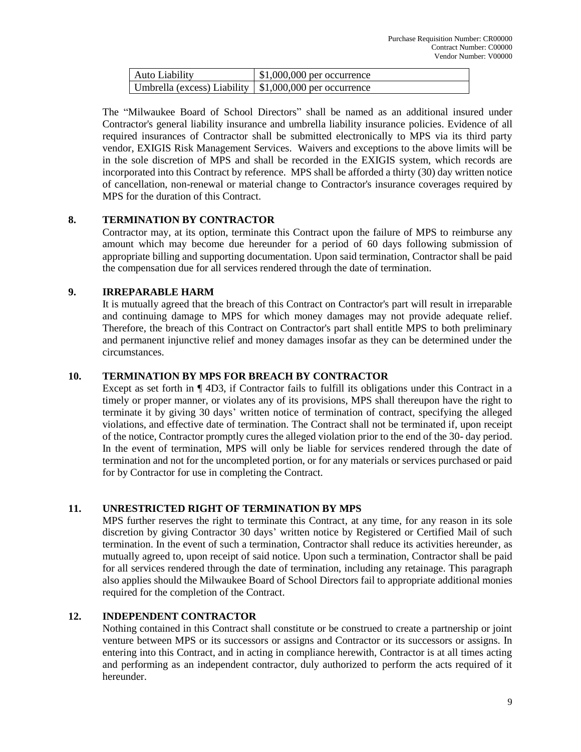| Auto Liability | $1,000,000 per occurrence |
|---|---|
| Umbrella (excess) Liability | $1,000,000 per occurrence |

The "Milwaukee Board of School Directors" shall be named as an additional insured under Contractor's general liability insurance and umbrella liability insurance policies. Evidence of all required insurances of Contractor shall be submitted electronically to MPS via its third party vendor, EXIGIS Risk Management Services. Waivers and exceptions to the above limits will be in the sole discretion of MPS and shall be recorded in the EXIGIS system, which records are incorporated into this Contract by reference. MPS shall be afforded a thirty (30) day written notice of cancellation, non-renewal or material change to Contractor's insurance coverages required by MPS for the duration of this Contract.

## 8. TERMINATION BY CONTRACTOR

Contractor may, at its option, terminate this Contract upon the failure of MPS to reimburse any amount which may become due hereunder for a period of 60 days following submission of appropriate billing and supporting documentation. Upon said termination, Contractor shall be paid the compensation due for all services rendered through the date of termination.

## 9. IRREPARABLE HARM

It is mutually agreed that the breach of this Contract on Contractor's part will result in irreparable and continuing damage to MPS for which money damages may not provide adequate relief. Therefore, the breach of this Contract on Contractor's part shall entitle MPS to both preliminary and permanent injunctive relief and money damages insofar as they can be determined under the circumstances.

## 10. TERMINATION BY MPS FOR BREACH BY CONTRACTOR

Except as set forth in ¶ 4D3, if Contractor fails to fulfill its obligations under this Contract in a timely or proper manner, or violates any of its provisions, MPS shall thereupon have the right to terminate it by giving 30 days' written notice of termination of contract, specifying the alleged violations, and effective date of termination. The Contract shall not be terminated if, upon receipt of the notice, Contractor promptly cures the alleged violation prior to the end of the 30- day period. In the event of termination, MPS will only be liable for services rendered through the date of termination and not for the uncompleted portion, or for any materials or services purchased or paid for by Contractor for use in completing the Contract.

## 11. UNRESTRICTED RIGHT OF TERMINATION BY MPS

MPS further reserves the right to terminate this Contract, at any time, for any reason in its sole discretion by giving Contractor 30 days' written notice by Registered or Certified Mail of such termination. In the event of such a termination, Contractor shall reduce its activities hereunder, as mutually agreed to, upon receipt of said notice. Upon such a termination, Contractor shall be paid for all services rendered through the date of termination, including any retainage. This paragraph also applies should the Milwaukee Board of School Directors fail to appropriate additional monies required for the completion of the Contract.

## 12. INDEPENDENT CONTRACTOR

Nothing contained in this Contract shall constitute or be construed to create a partnership or joint venture between MPS or its successors or assigns and Contractor or its successors or assigns. In entering into this Contract, and in acting in compliance herewith, Contractor is at all times acting and performing as an independent contractor, duly authorized to perform the acts required of it hereunder.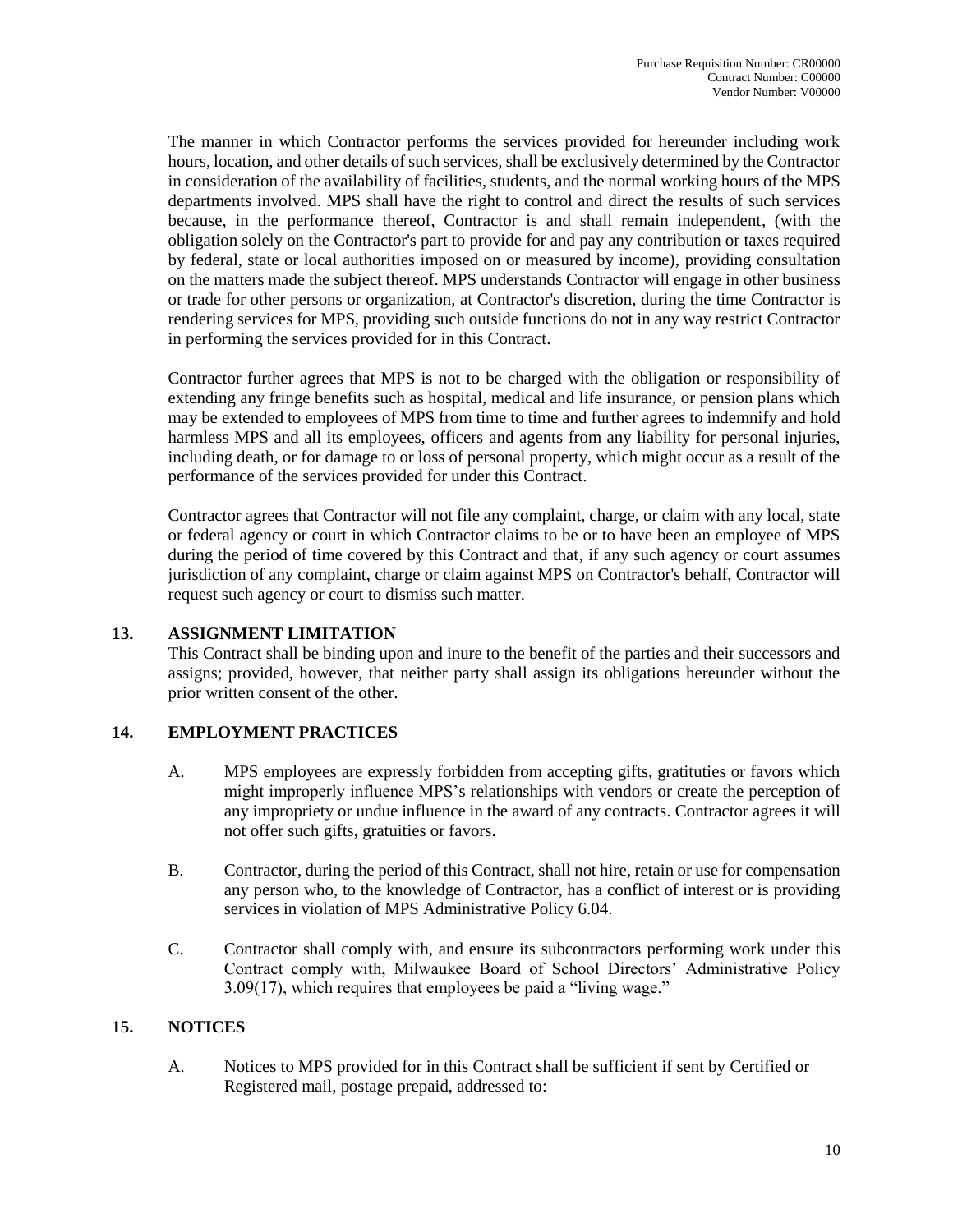The manner in which Contractor performs the services provided for hereunder including work hours, location, and other details of such services, shall be exclusively determined by the Contractor in consideration of the availability of facilities, students, and the normal working hours of the MPS departments involved. MPS shall have the right to control and direct the results of such services because, in the performance thereof, Contractor is and shall remain independent, (with the obligation solely on the Contractor's part to provide for and pay any contribution or taxes required by federal, state or local authorities imposed on or measured by income), providing consultation on the matters made the subject thereof. MPS understands Contractor will engage in other business or trade for other persons or organization, at Contractor's discretion, during the time Contractor is rendering services for MPS, providing such outside functions do not in any way restrict Contractor in performing the services provided for in this Contract.

Contractor further agrees that MPS is not to be charged with the obligation or responsibility of extending any fringe benefits such as hospital, medical and life insurance, or pension plans which may be extended to employees of MPS from time to time and further agrees to indemnify and hold harmless MPS and all its employees, officers and agents from any liability for personal injuries, including death, or for damage to or loss of personal property, which might occur as a result of the performance of the services provided for under this Contract.

Contractor agrees that Contractor will not file any complaint, charge, or claim with any local, state or federal agency or court in which Contractor claims to be or to have been an employee of MPS during the period of time covered by this Contract and that, if any such agency or court assumes jurisdiction of any complaint, charge or claim against MPS on Contractor's behalf, Contractor will request such agency or court to dismiss such matter.

## 13. ASSIGNMENT LIMITATION

This Contract shall be binding upon and inure to the benefit of the parties and their successors and assigns; provided, however, that neither party shall assign its obligations hereunder without the prior written consent of the other.

## 14. EMPLOYMENT PRACTICES

A. MPS employees are expressly forbidden from accepting gifts, gratituties or favors which might improperly influence MPS's relationships with vendors or create the perception of any impropriety or undue influence in the award of any contracts. Contractor agrees it will not offer such gifts, gratuities or favors.

B. Contractor, during the period of this Contract, shall not hire, retain or use for compensation any person who, to the knowledge of Contractor, has a conflict of interest or is providing services in violation of MPS Administrative Policy 6.04.

C. Contractor shall comply with, and ensure its subcontractors performing work under this Contract comply with, Milwaukee Board of School Directors' Administrative Policy 3.09(17), which requires that employees be paid a "living wage."

## 15. NOTICES

A. Notices to MPS provided for in this Contract shall be sufficient if sent by Certified or Registered mail, postage prepaid, addressed to: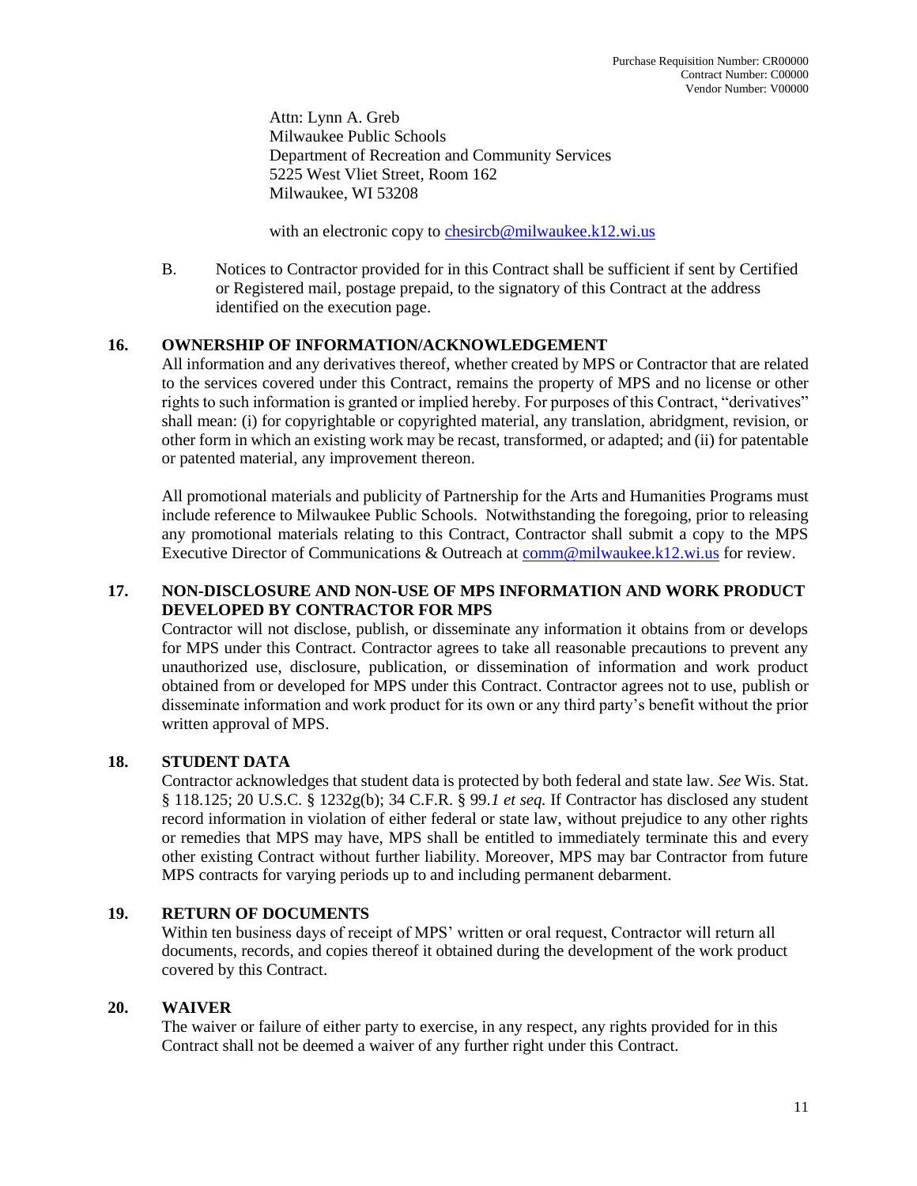Attn: Lynn A. Greb
Milwaukee Public Schools
Department of Recreation and Community Services
5225 West Vliet Street, Room 162
Milwaukee, WI 53208

with an electronic copy to chesircb@milwaukee.k12.wi.us

B. Notices to Contractor provided for in this Contract shall be sufficient if sent by Certified or Registered mail, postage prepaid, to the signatory of this Contract at the address identified on the execution page.

**16. OWNERSHIP OF INFORMATION/ACKNOWLEDGEMENT**

All information and any derivatives thereof, whether created by MPS or Contractor that are related to the services covered under this Contract, remains the property of MPS and no license or other rights to such information is granted or implied hereby. For purposes of this Contract, "derivatives" shall mean: (i) for copyrightable or copyrighted material, any translation, abridgment, revision, or other form in which an existing work may be recast, transformed, or adapted; and (ii) for patentable or patented material, any improvement thereon.

All promotional materials and publicity of Partnership for the Arts and Humanities Programs must include reference to Milwaukee Public Schools. Notwithstanding the foregoing, prior to releasing any promotional materials relating to this Contract, Contractor shall submit a copy to the MPS Executive Director of Communications & Outreach at comm@milwaukee.k12.wi.us for review.

**17. NON-DISCLOSURE AND NON-USE OF MPS INFORMATION AND WORK PRODUCT DEVELOPED BY CONTRACTOR FOR MPS**

Contractor will not disclose, publish, or disseminate any information it obtains from or develops for MPS under this Contract. Contractor agrees to take all reasonable precautions to prevent any unauthorized use, disclosure, publication, or dissemination of information and work product obtained from or developed for MPS under this Contract. Contractor agrees not to use, publish or disseminate information and work product for its own or any third party's benefit without the prior written approval of MPS.

**18. STUDENT DATA**

Contractor acknowledges that student data is protected by both federal and state law. *See* Wis. Stat. § 118.125; 20 U.S.C. § 1232g(b); 34 C.F.R. § 99.*1 et seq.* If Contractor has disclosed any student record information in violation of either federal or state law, without prejudice to any other rights or remedies that MPS may have, MPS shall be entitled to immediately terminate this and every other existing Contract without further liability. Moreover, MPS may bar Contractor from future MPS contracts for varying periods up to and including permanent debarment.

**19. RETURN OF DOCUMENTS**

Within ten business days of receipt of MPS' written or oral request, Contractor will return all documents, records, and copies thereof it obtained during the development of the work product covered by this Contract.

**20. WAIVER**

The waiver or failure of either party to exercise, in any respect, any rights provided for in this Contract shall not be deemed a waiver of any further right under this Contract.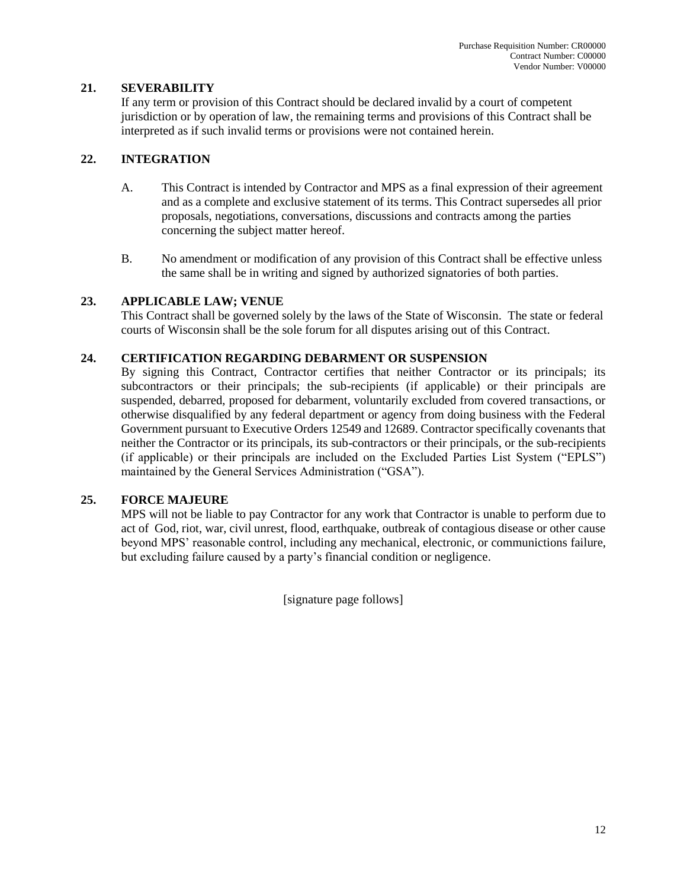## 21. SEVERABILITY

If any term or provision of this Contract should be declared invalid by a court of competent jurisdiction or by operation of law, the remaining terms and provisions of this Contract shall be interpreted as if such invalid terms or provisions were not contained herein.

## 22. INTEGRATION

A. This Contract is intended by Contractor and MPS as a final expression of their agreement and as a complete and exclusive statement of its terms. This Contract supersedes all prior proposals, negotiations, conversations, discussions and contracts among the parties concerning the subject matter hereof.

B. No amendment or modification of any provision of this Contract shall be effective unless the same shall be in writing and signed by authorized signatories of both parties.

## 23. APPLICABLE LAW; VENUE

This Contract shall be governed solely by the laws of the State of Wisconsin. The state or federal courts of Wisconsin shall be the sole forum for all disputes arising out of this Contract.

## 24. CERTIFICATION REGARDING DEBARMENT OR SUSPENSION

By signing this Contract, Contractor certifies that neither Contractor or its principals; its subcontractors or their principals; the sub-recipients (if applicable) or their principals are suspended, debarred, proposed for debarment, voluntarily excluded from covered transactions, or otherwise disqualified by any federal department or agency from doing business with the Federal Government pursuant to Executive Orders 12549 and 12689. Contractor specifically covenants that neither the Contractor or its principals, its sub-contractors or their principals, or the sub-recipients (if applicable) or their principals are included on the Excluded Parties List System ("EPLS") maintained by the General Services Administration ("GSA").

## 25. FORCE MAJEURE

MPS will not be liable to pay Contractor for any work that Contractor is unable to perform due to act of God, riot, war, civil unrest, flood, earthquake, outbreak of contagious disease or other cause beyond MPS' reasonable control, including any mechanical, electronic, or communictions failure, but excluding failure caused by a party's financial condition or negligence.

[signature page follows]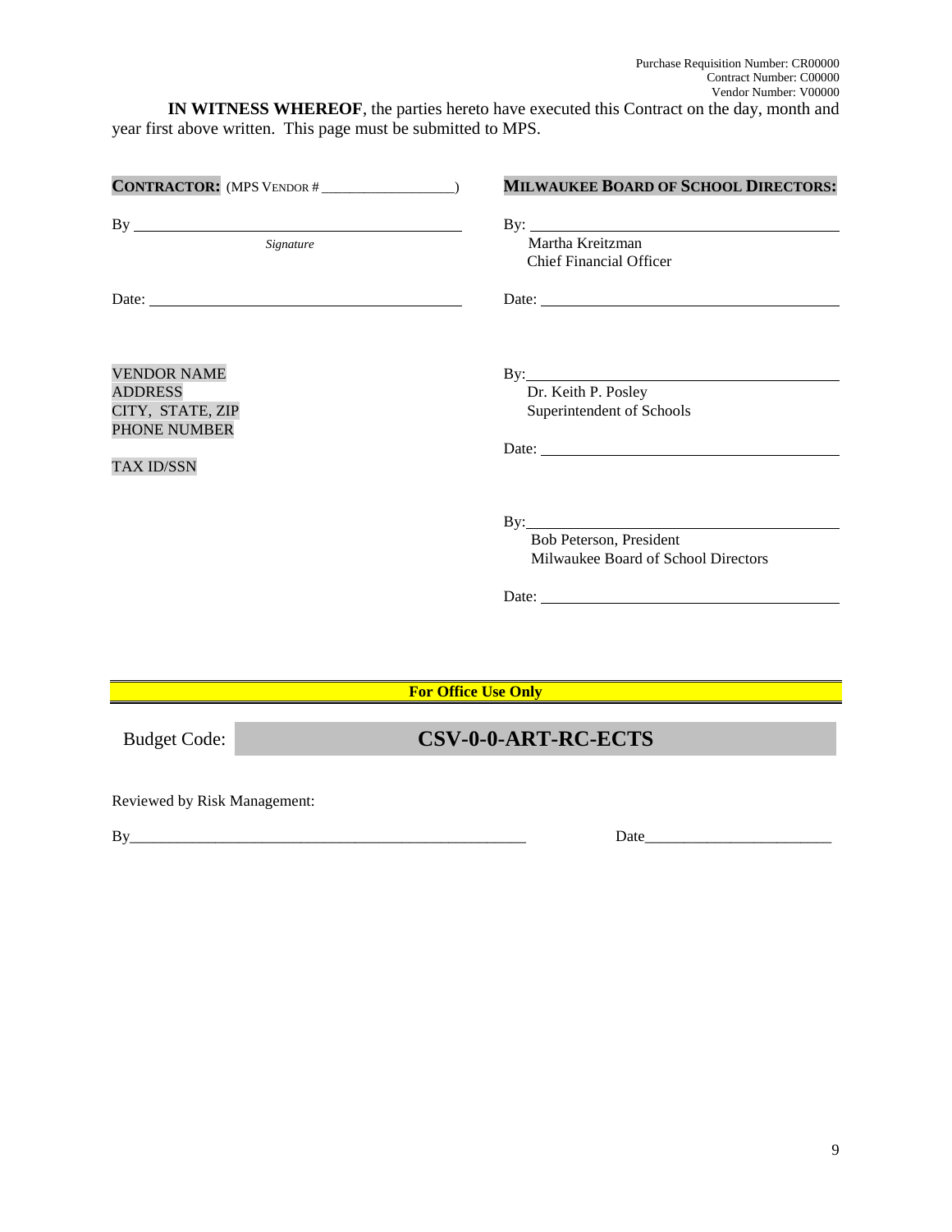Purchase Requisition Number: CR00000
Contract Number: C00000
Vendor Number: V00000

**IN WITNESS WHEREOF**, the parties hereto have executed this Contract on the day, month and year first above written. This page must be submitted to MPS.

**CONTRACTOR:** (MPS VENDOR # __________________)

By ____________________________________________
*Signature*

Date: __________________________________________

VENDOR NAME
ADDRESS
CITY, STATE, ZIP
PHONE NUMBER

TAX ID/SSN

**MILWAUKEE BOARD OF SCHOOL DIRECTORS:**

By: ___________________________________________
Martha Kreitzman
Chief Financial Officer

Date: __________________________________________

By: ___________________________________________
Dr. Keith P. Posley
Superintendent of Schools

Date: __________________________________________

By: ___________________________________________
Bob Peterson, President
Milwaukee Board of School Directors

Date: __________________________________________

**For Office Use Only**

Budget Code: **CSV-0-0-ART-RC-ECTS**

Reviewed by Risk Management:

By_____________________________________________________ Date________________________